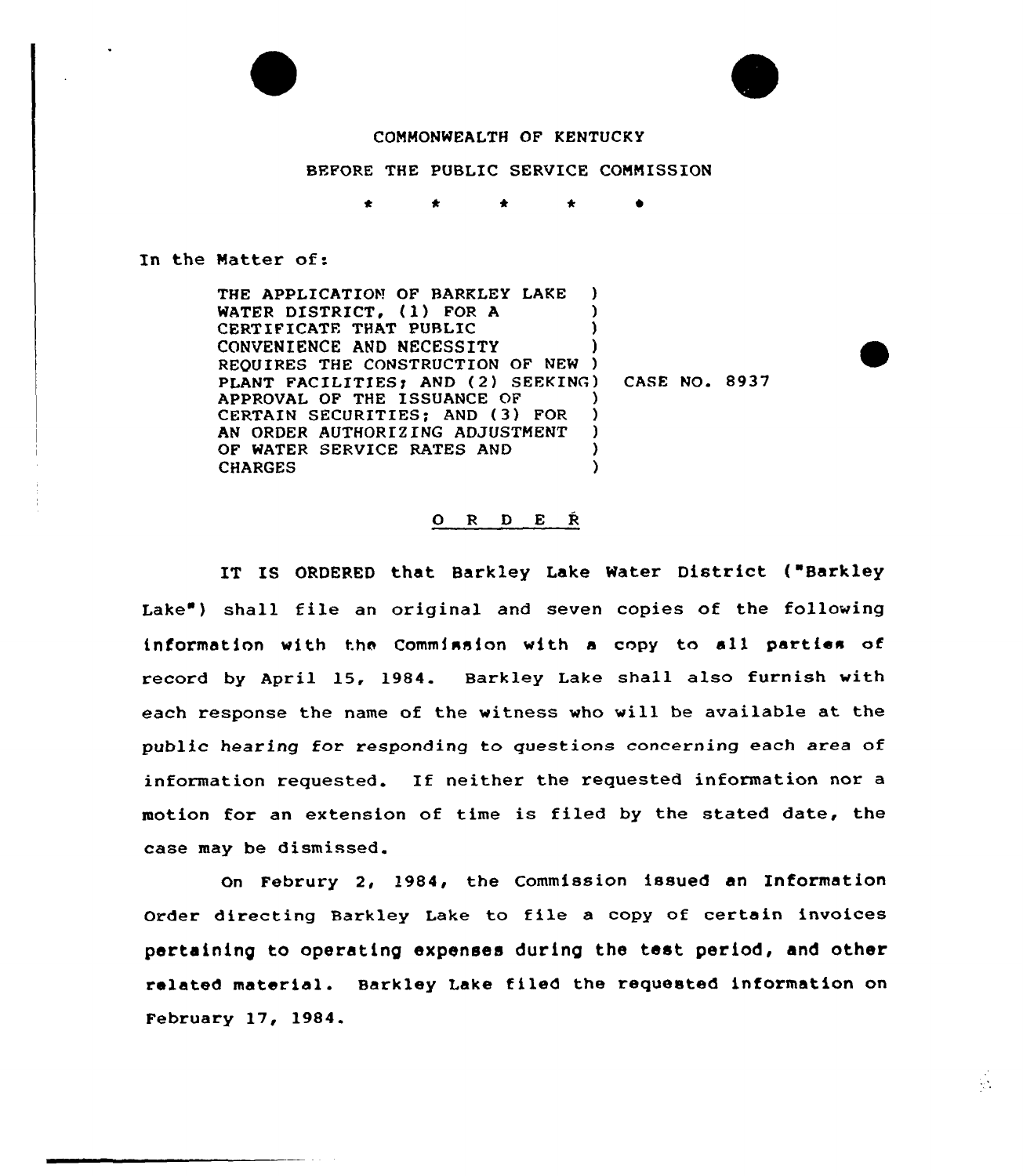COMMONWEALTH OF KENTUCKY

BEFORE THE PUBLIC SERVICE COMMISSION

\* \* \* \* \*

In the Matter of:

THE APPLICATION OF BARKLEY LAKE WATER DISTRICT, (1) FOR A CERTIFICATE THAT PUBLIC CONVENIENCE AND NECESSITY REQUIRES THE CONSTRUCTION OF NEW PLANT FACILITIES; AND (2) SEEKING APPROVAL OF THE ISSUANCE OF CERTAIN SECURITIES; AND (3) FOR AN ORDER AUTHORIZING ADJUSTMENT OF WATER SERVICE RATES AND CHARGES ) CASE NO. 8937

## O R D E R

IT IS ORDERED that Barkley Lake Water District ("Barkley Lake") shall file an original and seven copies of the following information with the Commission with a copy to all parties of record by April 15, 1984. Barkley Lake shall also furnish with each response the name of the witness who will be available at the public hearing for responding to questions concerning each area of information requested. If neither the requested information nor a motion for an extension of time is filed by the stated date, the case may be dismissed.

On Februry 2, 1984, the Commission issued an Information Order directing Barkley Lake to file a copy of certain invoices pertaining to operating expenses during the test period, and other related material. Barkley Lake filed the requested information on February 17, 1984.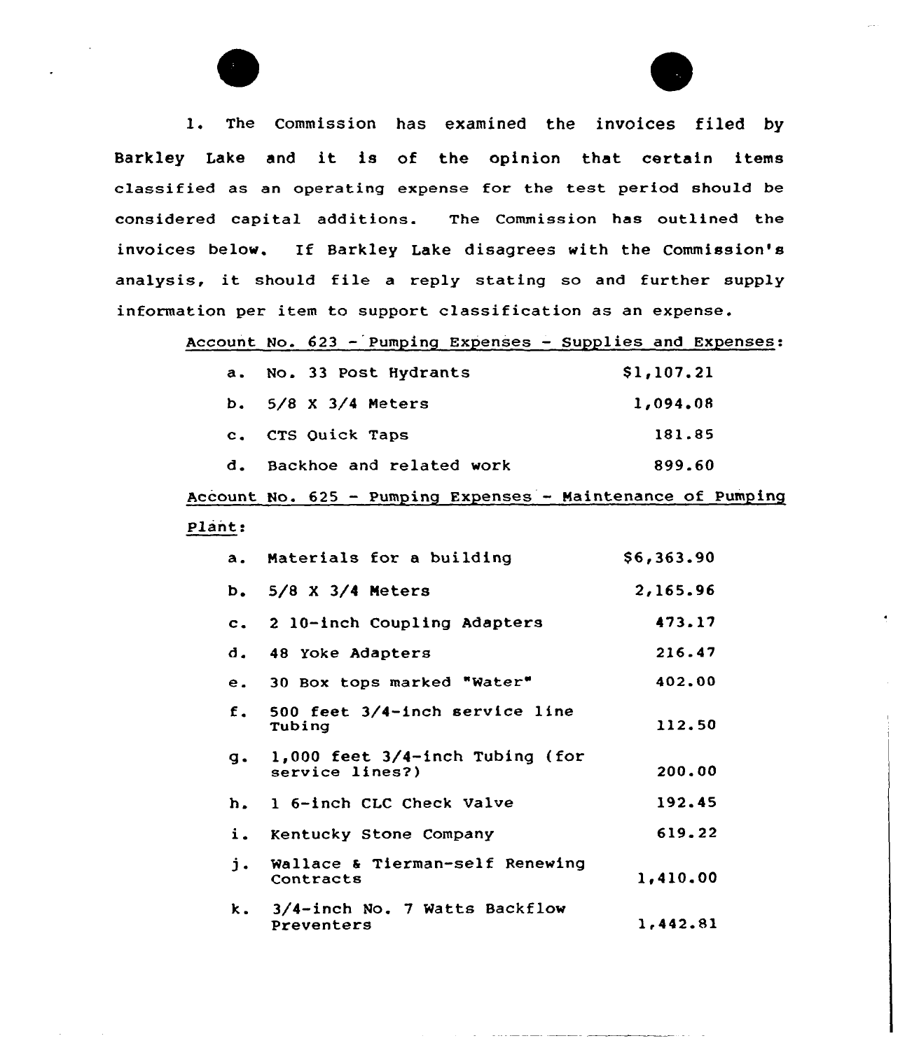1. The Commission has examined the invoices filed by Barkley Lake and it is of the opinion that certain items classified as an operating expense for the test period should be considered capital additions. The Commission has outlined the invoices below. If Barkley Lake disagrees with the Commission's analysis, it should file a reply stating so and further supply information per item to support classification as an expense.

Account No. 623 - Pumping Expenses - Supplies and Expenses:

| | | |
|---|---|---|
| a. | No. 33 Post Hydrants | $1,107.21 |
| b. | 5/8 X 3/4 Meters | 1,094.08 |
| c. | CTS Quick Taps | 181.85 |
| d. | Backhoe and related work | 899.60 |

Account No. 625 - Pumping Expenses - Maintenance of Pumping Plant:

| | | |
|---|---|---|
| a. | Materials for a building | $6,363.90 |
| b. | 5/8 X 3/4 Meters | 2,165.96 |
| c. | 2 10-inch Coupling Adapters | 473.17 |
| d. | 48 Yoke Adapters | 216.47 |
| e. | 30 Box tops marked "Water" | 402.00 |
| f. | 500 feet 3/4-inch service line Tubing | 112.50 |
| g. | 1,000 feet 3/4-inch Tubing (for service lines?) | 200.00 |
| h. | 1 6-inch CLC Check Valve | 192.45 |
| i. | Kentucky Stone Company | 619.22 |
| j. | Wallace & Tierman-self Renewing Contracts | 1,410.00 |
| k. | 3/4-inch No. 7 Watts Backflow Preventers | 1,442.81 |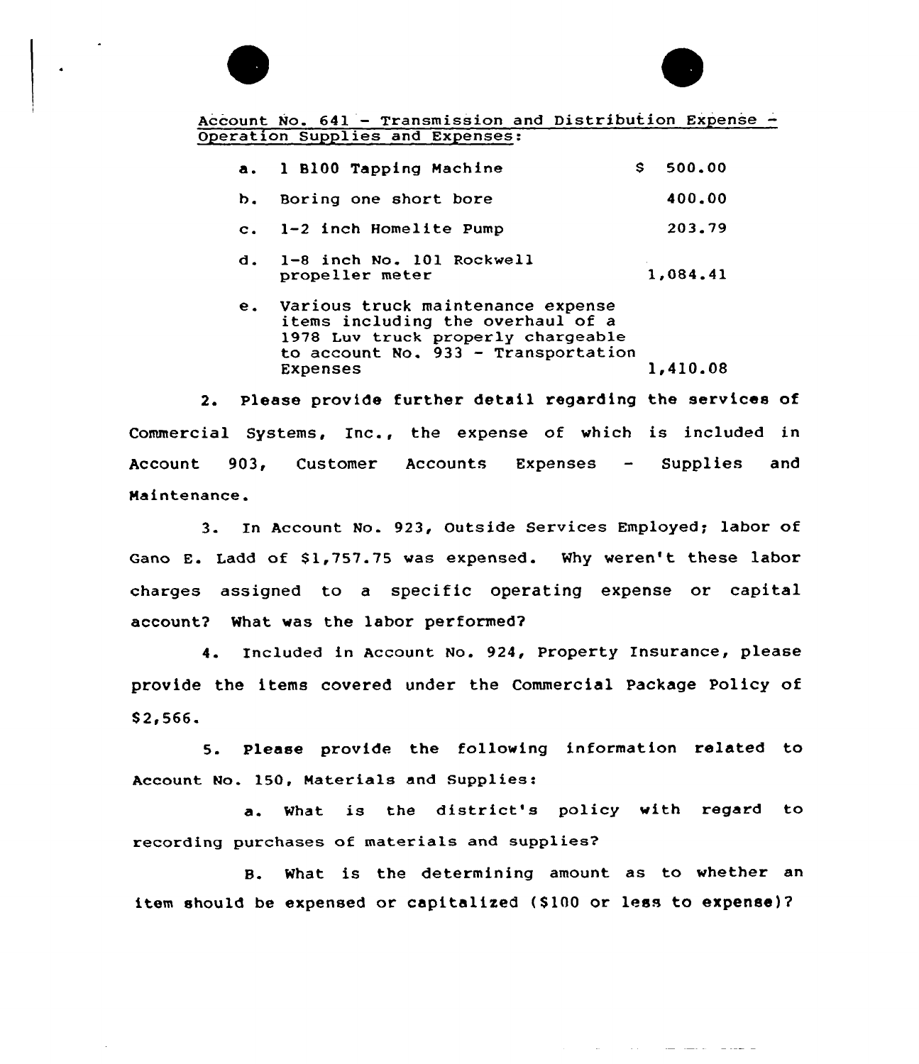Account No. 641 - Transmission and Distribution Expense - Operation Supplies and Expenses:

| | | |
|---|---|---|
| a. | 1 B100 Tapping Machine | $ 500.00 |
| b. | Boring one short bore | 400.00 |
| c. | 1-2 inch Homelite Pump | 203.79 |
| d. | 1-8 inch No. 101 Rockwell propeller meter | 1,084.41 |
| e. | Various truck maintenance expense items including the overhaul of a 1978 Luv truck properly chargeable to account No. 933 - Transportation Expenses | 1,410.08 |

2. Please provide further detail regarding the services of Commercial Systems, Inc., the expense of which is included in Account 903, Customer Accounts Expenses - Supplies and Maintenance.

3. In Account No. 923, Outside Services Employed; labor of Gano E. Ladd of $1,757.75 was expensed. Why weren't these labor charges assigned to a specific operating expense or capital account? What was the labor performed?

4. Included in Account No. 924, Property Insurance, please provide the items covered under the Commercial Package Policy of $2,566.

5. Please provide the following information related to Account No. 150, Materials and Supplies:

a. What is the district's policy with regard to recording purchases of materials and supplies?

B. What is the determining amount as to whether an item should be expensed or capitalized ($100 or less to expense)?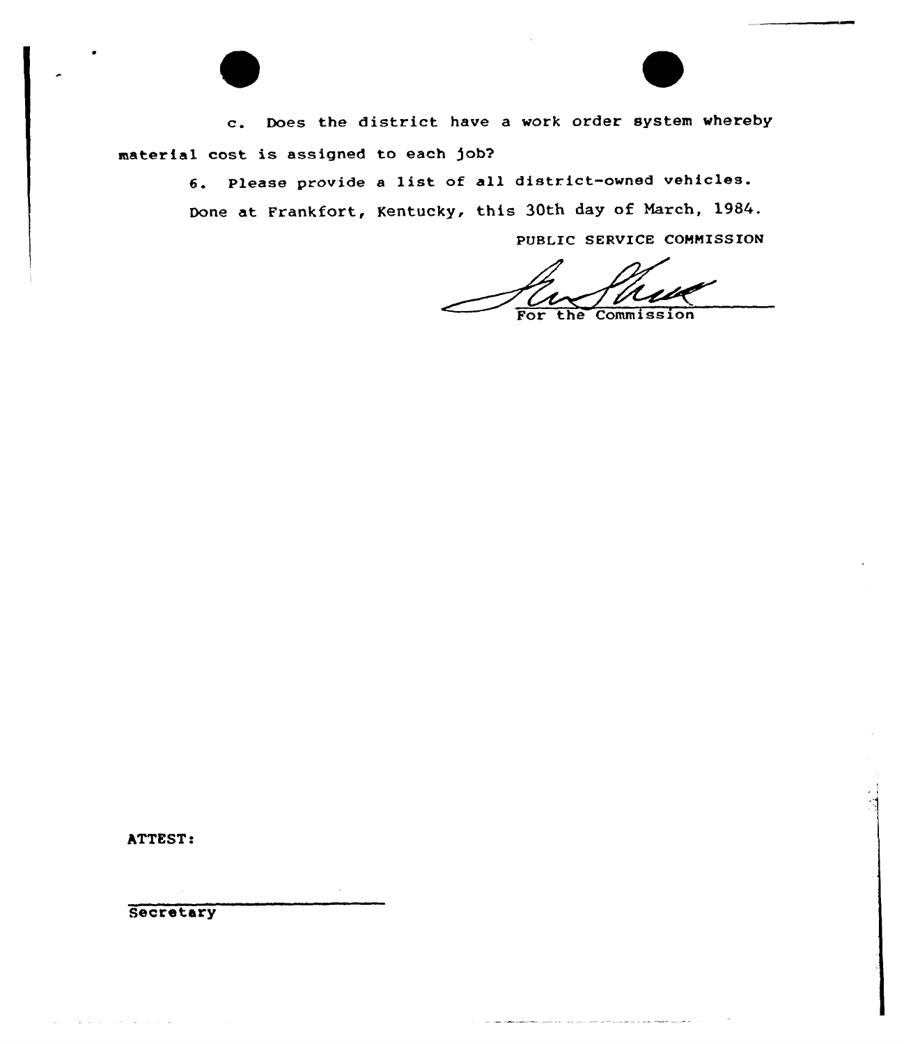c. Does the district have a work order system whereby material cost is assigned to each job?

6. Please provide a list of all district-owned vehicles.

Done at Frankfort, Kentucky, this 30th day of March, 1984.

PUBLIC SERVICE COMMISSION

For the Commission

ATTEST:

Secretary